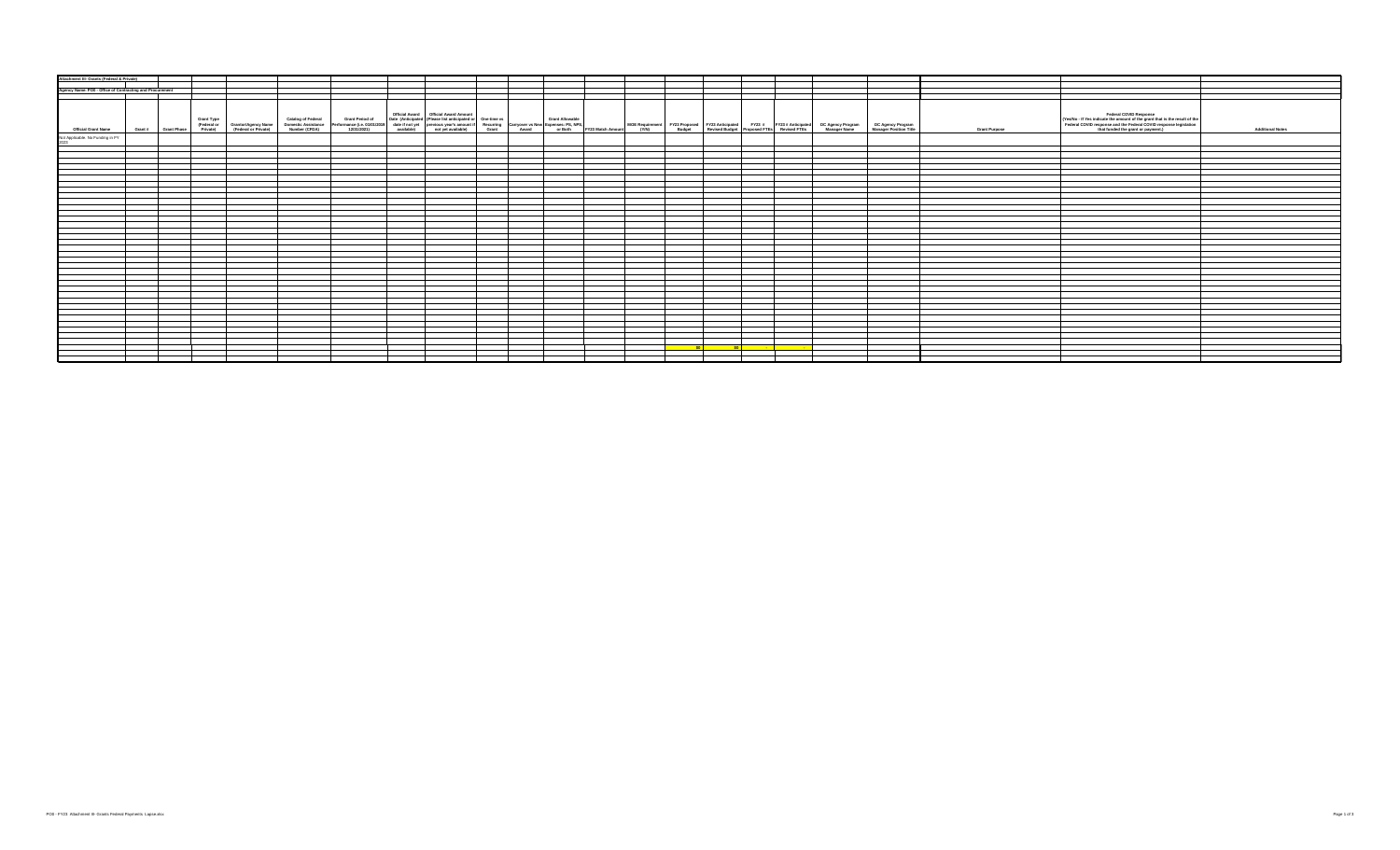**Attachment III: Grants (Federal & Private)**

**Agency Name: PO0 - Office of Contracting and Procurement**

| Official Grant Name | Grant # | Grant Phase | Grant Type (Federal or Private) | Grantor/Agency Name (Federal or Private) | Catalog of Federal Domestic Assistance Number (CFDA) | Grant Period of Performance (i.e. 03/01/2019 - 12/31/2021) | Official Award Date (Anticipated date if not yet available) | Official Award Amount (Please list anticipated or previous year's amount if not yet available) | One-time or Recurring Grant | Carryover vs New Award | Grant Allowable Expenses: PS, NPS, or Both | FY23 Match Amount | MOE Requirement (Y/N) | FY23 Proposed Budget | FY23 Anticipated Revised Budget | FY23 # Proposed FTEs | FY23 # Anticipated Revised FTEs | DC Agency Program Manager Name | DC Agency Program Manager Position Title | Grant Purpose | Federal COVID Response (Yes/No - If Yes indicate the amount of the grant that is the result of the Federal COVID response and the Federal COVID response legislation that funded the grant or payment.) | Additional Notes |
|---|---|---|---|---|---|---|---|---|---|---|---|---|---|---|---|---|---|---|---|---|---|---|
| Not Applicable. No Funding in FY 2023. | | | | | | | | | | | | | | | | | | | | | | |
| | | | | | | | | | | | | | | $0 | $0 | - | - | | | | | |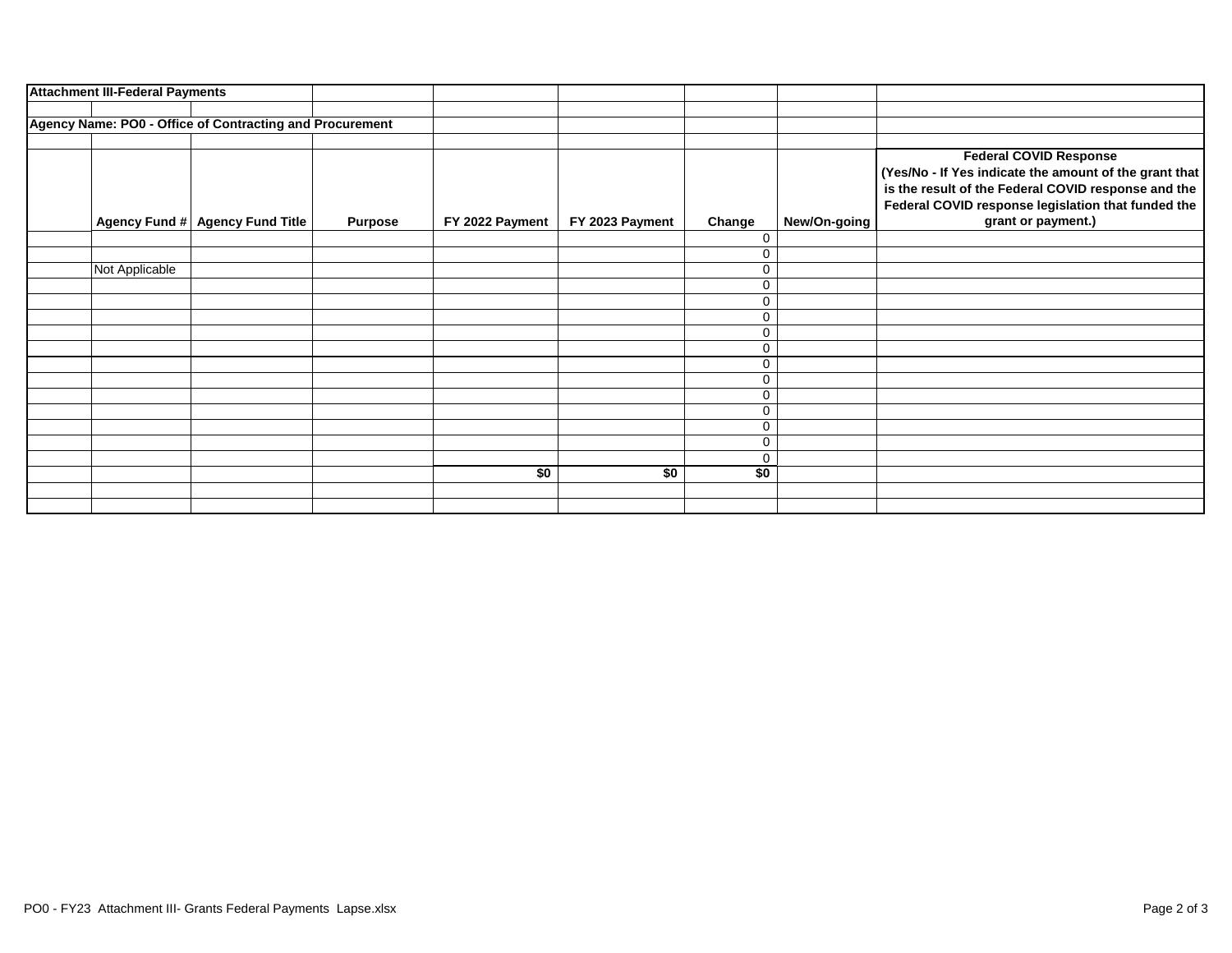**Attachment III-Federal Payments**

**Agency Name: PO0 - Office of Contracting and Procurement**

| | Agency Fund # | Agency Fund Title | Purpose | FY 2022 Payment | FY 2023 Payment | Change | New/On-going | Federal COVID Response (Yes/No - If Yes indicate the amount of the grant that is the result of the Federal COVID response and the Federal COVID response legislation that funded the grant or payment.) |
|---|---|---|---|---|---|---|---|---|
| | | | | | | 0 | | |
| | | | | | | 0 | | |
| | Not Applicable | | | | | 0 | | |
| | | | | | | 0 | | |
| | | | | | | 0 | | |
| | | | | | | 0 | | |
| | | | | | | 0 | | |
| | | | | | | 0 | | |
| | | | | | | 0 | | |
| | | | | | | 0 | | |
| | | | | | | 0 | | |
| | | | | | | 0 | | |
| | | | | | | 0 | | |
| | | | | | | 0 | | |
| | | | | | | 0 | | |
| | | | | **$0** | **$0** | **$0** | | |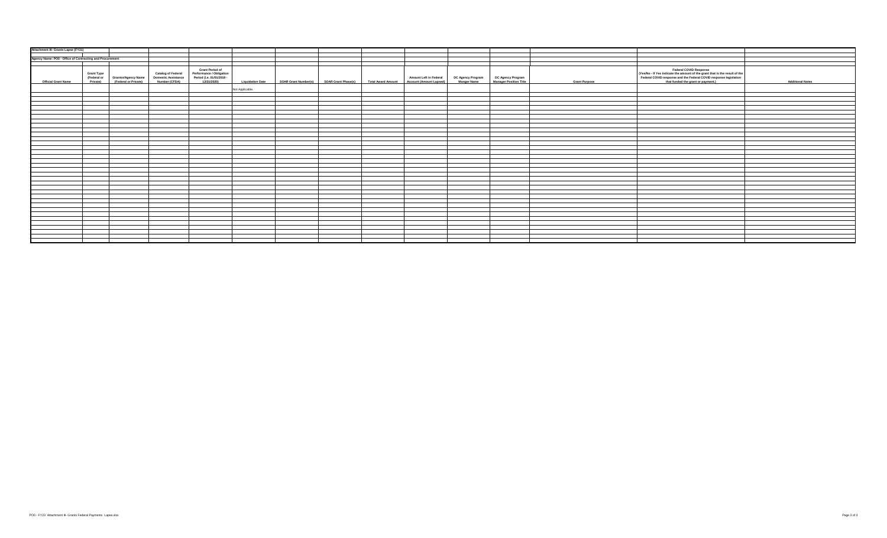Attachment III- Grants Lapse (FY23)

Agency Name: PO0 - Office of Contracting and Procurement

| Official Grant Name | Grant Type (Federal or Private) | Grantor/Agency Name (Federal or Private) | Catalog of Federal Domestic Assistance Number (CFDA) | Grant Period of Performance / Obligation Period (i.e. 01/01/2019 - 12/31/2020) | Liquidation Date | SOAR Grant Number(s) | SOAR Grant Phase(s) | Total Award Amount | Amount Left in Federal Account (Amount Lapsed) | DC Agency Program Manger Name | DC Agency Program Manager Position Title | Grant Purpose | Federal COVID Response (Yes/No - If Yes indicate the amount of the grant that is the result of the Federal COVID response and the Federal COVID response legislation that funded the grant or payment.) | Additional Notes |
|---|---|---|---|---|---|---|---|---|---|---|---|---|---|---|
| | | | | | Not Applicable. | | | | | | | | | |